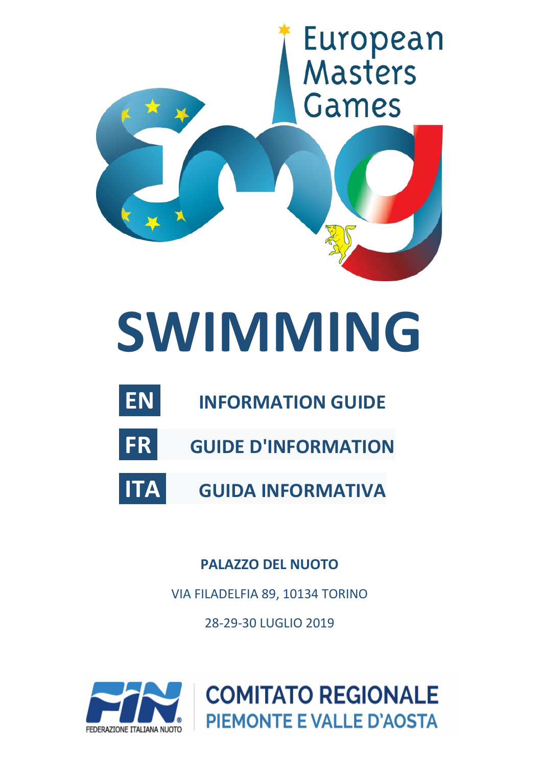European Masters Games

# SWIMMING

**EN** **INFORMATION GUIDE**

**FR** **GUIDE D'INFORMATION**

**ITA** **GUIDA INFORMATIVA**

**PALAZZO DEL NUOTO**

VIA FILADELFIA 89, 10134 TORINO

28-29-30 LUGLIO 2019

FEDERAZIONE ITALIANA NUOTO

**COMITATO REGIONALE**
**PIEMONTE E VALLE D'AOSTA**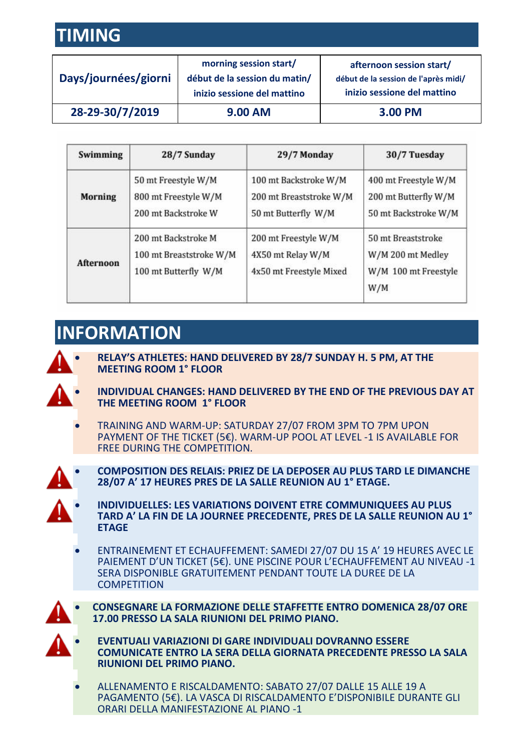## TIMING

| Days/journées/giorni | morning session start/ début de la session du matin/ inizio sessione del mattino | afternoon session start/ début de la session de l'après midi/ inizio sessione del mattino |
|---|---|---|
| 28-29-30/7/2019 | 9.00 AM | 3.00 PM |

| Swimming | 28/7 Sunday | 29/7 Monday | 30/7 Tuesday |
|---|---|---|---|
| Morning | 50 mt Freestyle W/M<br>800 mt Freestyle W/M<br>200 mt Backstroke W | 100 mt Backstroke W/M<br>200 mt Breaststroke W/M<br>50 mt Butterfly W/M | 400 mt Freestyle W/M<br>200 mt Butterfly W/M<br>50 mt Backstroke W/M |
| Afternoon | 200 mt Backstroke M<br>100 mt Breaststroke W/M<br>100 mt Butterfly W/M | 200 mt Freestyle W/M<br>4X50 mt Relay W/M<br>4x50 mt Freestyle Mixed | 50 mt Breaststroke<br>W/M 200 mt Medley<br>W/M 100 mt Freestyle<br>W/M |

## INFORMATION

- **RELAY'S ATHLETES: HAND DELIVERED BY 28/7 SUNDAY H. 5 PM, AT THE MEETING ROOM 1° FLOOR**
- **INDIVIDUAL CHANGES: HAND DELIVERED BY THE END OF THE PREVIOUS DAY AT THE MEETING ROOM 1° FLOOR**
- TRAINING AND WARM-UP: SATURDAY 27/07 FROM 3PM TO 7PM UPON PAYMENT OF THE TICKET (5€). WARM-UP POOL AT LEVEL -1 IS AVAILABLE FOR FREE DURING THE COMPETITION.

- **COMPOSITION DES RELAIS: PRIEZ DE LA DEPOSER AU PLUS TARD LE DIMANCHE 28/07 A' 17 HEURES PRES DE LA SALLE REUNION AU 1° ETAGE.**
- **INDIVIDUELLES: LES VARIATIONS DOIVENT ETRE COMMUNIQUEES AU PLUS TARD A' LA FIN DE LA JOURNEE PRECEDENTE, PRES DE LA SALLE REUNION AU 1° ETAGE**
- ENTRAINEMENT ET ECHAUFFEMENT: SAMEDI 27/07 DU 15 A' 19 HEURES AVEC LE PAIEMENT D'UN TICKET (5€). UNE PISCINE POUR L'ECHAUFFEMENT AU NIVEAU -1 SERA DISPONIBLE GRATUITEMENT PENDANT TOUTE LA DUREE DE LA COMPETITION

- **CONSEGNARE LA FORMAZIONE DELLE STAFFETTE ENTRO DOMENICA 28/07 ORE 17.00 PRESSO LA SALA RIUNIONI DEL PRIMO PIANO.**
- **EVENTUALI VARIAZIONI DI GARE INDIVIDUALI DOVRANNO ESSERE COMUNICATE ENTRO LA SERA DELLA GIORNATA PRECEDENTE PRESSO LA SALA RIUNIONI DEL PRIMO PIANO.**
- ALLENAMENTO E RISCALDAMENTO: SABATO 27/07 DALLE 15 ALLE 19 A PAGAMENTO (5€). LA VASCA DI RISCALDAMENTO E'DISPONIBILE DURANTE GLI ORARI DELLA MANIFESTAZIONE AL PIANO -1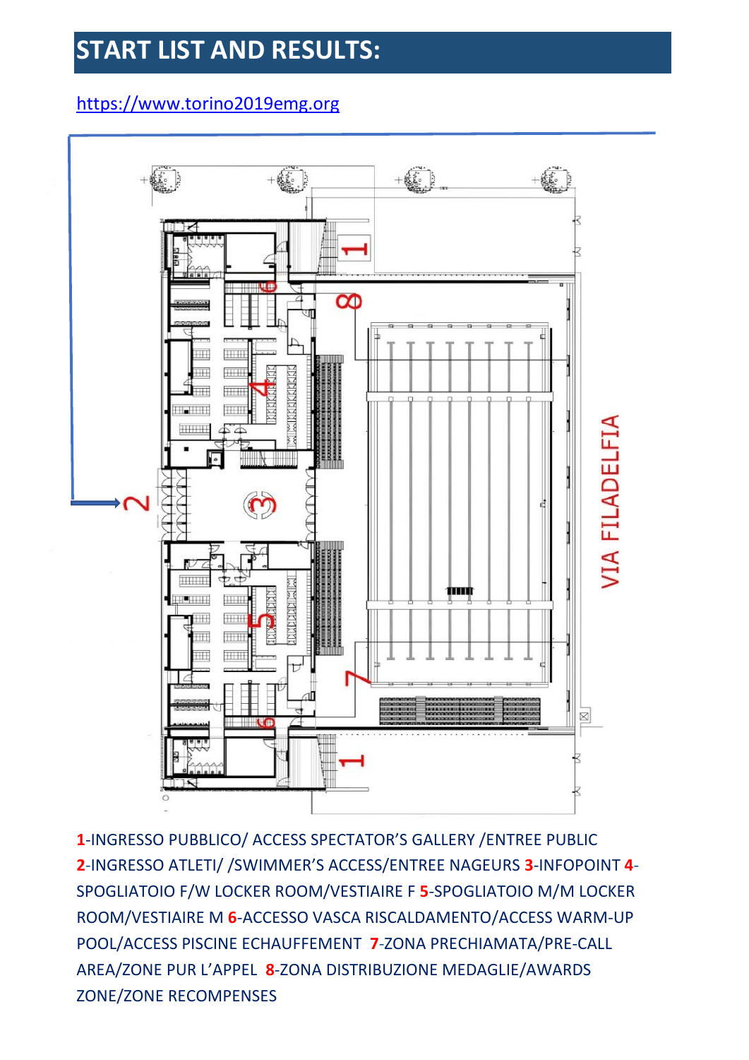# START LIST AND RESULTS:

https://www.torino2019emg.org

**1**-INGRESSO PUBBLICO/ ACCESS SPECTATOR'S GALLERY /ENTREE PUBLIC **2**-INGRESSO ATLETI/ /SWIMMER'S ACCESS/ENTREE NAGEURS **3**-INFOPOINT **4**-SPOGLIATOIO F/W LOCKER ROOM/VESTIAIRE F **5**-SPOGLIATOIO M/M LOCKER ROOM/VESTIAIRE M **6**-ACCESSO VASCA RISCALDAMENTO/ACCESS WARM-UP POOL/ACCESS PISCINE ECHAUFFEMENT **7**-ZONA PRECHIAMATA/PRE-CALL AREA/ZONE PUR L'APPEL **8**-ZONA DISTRIBUZIONE MEDAGLIE/AWARDS ZONE/ZONE RECOMPENSES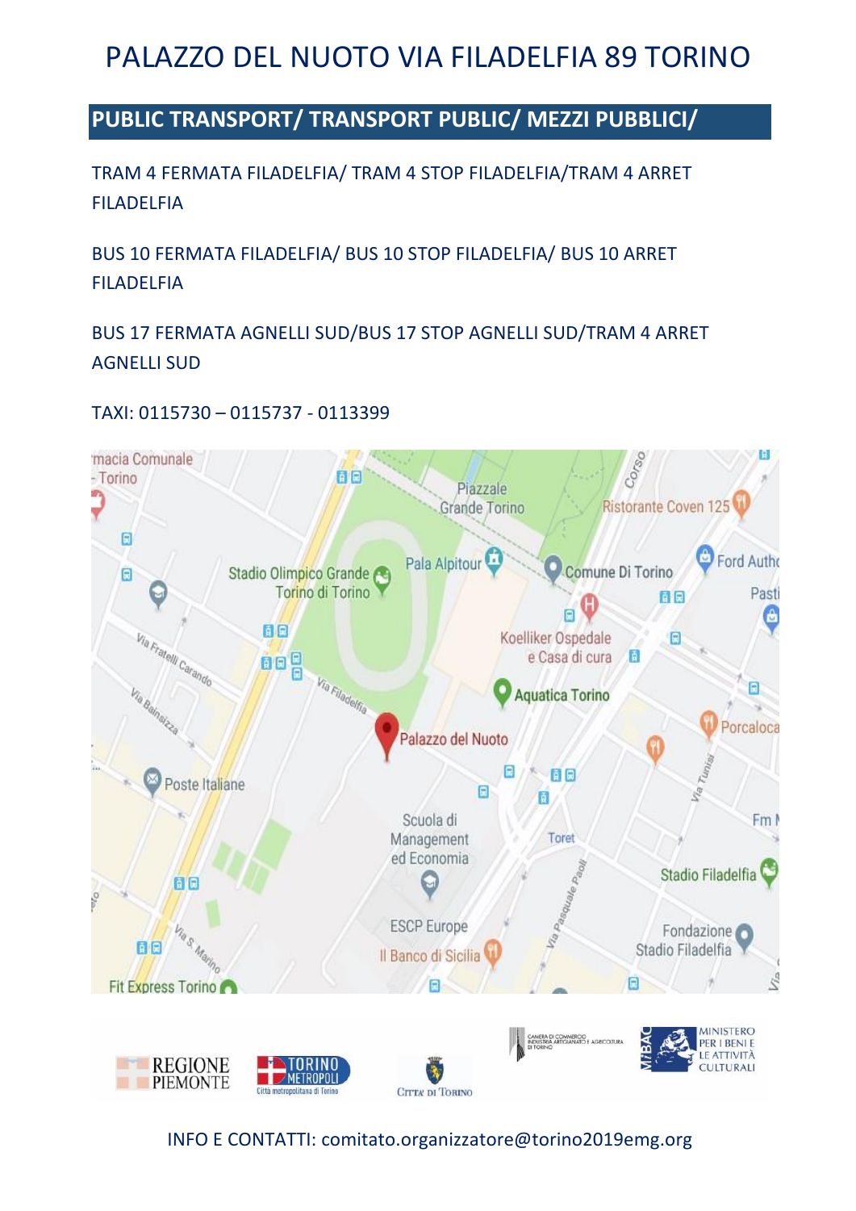# PALAZZO DEL NUOTO VIA FILADELFIA 89 TORINO

## PUBLIC TRANSPORT/ TRANSPORT PUBLIC/ MEZZI PUBBLICI/

TRAM 4 FERMATA FILADELFIA/ TRAM 4 STOP FILADELFIA/TRAM 4 ARRET FILADELFIA

BUS 10 FERMATA FILADELFIA/ BUS 10 STOP FILADELFIA/ BUS 10 ARRET FILADELFIA

BUS 17 FERMATA AGNELLI SUD/BUS 17 STOP AGNELLI SUD/TRAM 4 ARRET AGNELLI SUD

TAXI: 0115730 – 0115737 - 0113399

INFO E CONTATTI: comitato.organizzatore@torino2019emg.org